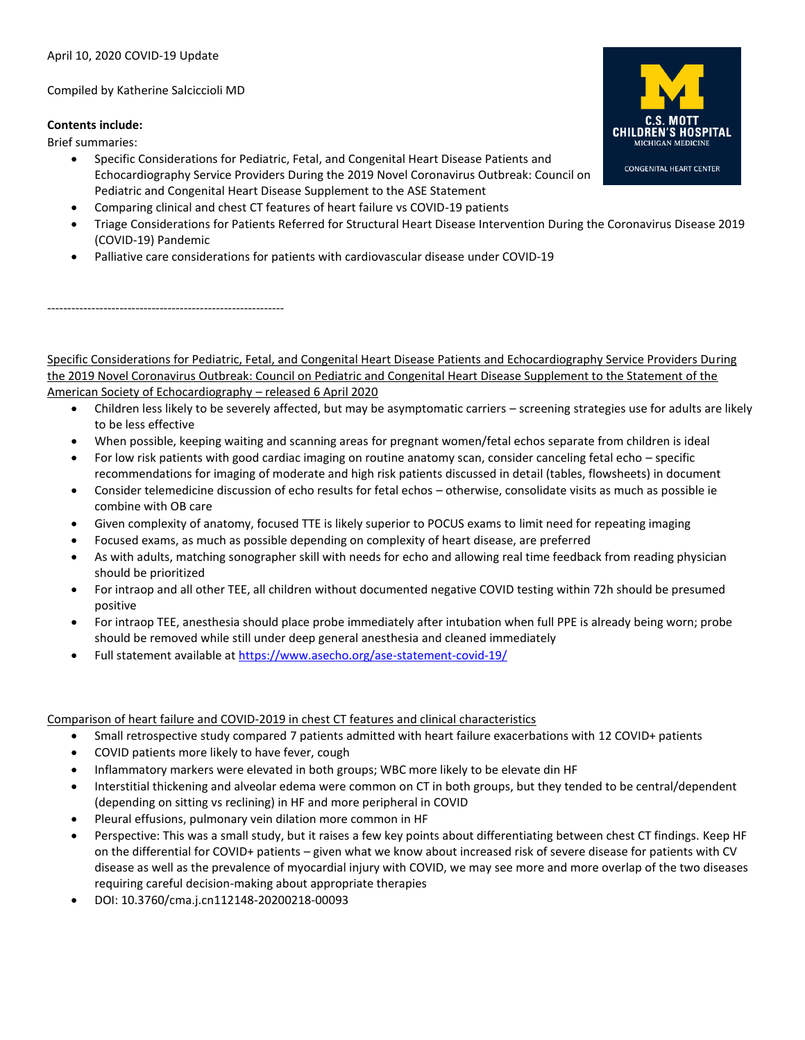April 10, 2020 COVID-19 Update

Compiled by Katherine Salciccioli MD

**Contents include:**

Brief summaries:

- Specific Considerations for Pediatric, Fetal, and Congenital Heart Disease Patients and Echocardiography Service Providers During the 2019 Novel Coronavirus Outbreak: Council on Pediatric and Congenital Heart Disease Supplement to the ASE Statement
- Comparing clinical and chest CT features of heart failure vs COVID-19 patients
- Triage Considerations for Patients Referred for Structural Heart Disease Intervention During the Coronavirus Disease 2019 (COVID-19) Pandemic
- Palliative care considerations for patients with cardiovascular disease under COVID-19

------------------------------------------------------------

<u>Specific Considerations for Pediatric, Fetal, and Congenital Heart Disease Patients and Echocardiography Service Providers During the 2019 Novel Coronavirus Outbreak: Council on Pediatric and Congenital Heart Disease Supplement to the Statement of the American Society of Echocardiography – released 6 April 2020</u>

- Children less likely to be severely affected, but may be asymptomatic carriers – screening strategies use for adults are likely to be less effective
- When possible, keeping waiting and scanning areas for pregnant women/fetal echos separate from children is ideal
- For low risk patients with good cardiac imaging on routine anatomy scan, consider canceling fetal echo – specific recommendations for imaging of moderate and high risk patients discussed in detail (tables, flowsheets) in document
- Consider telemedicine discussion of echo results for fetal echos – otherwise, consolidate visits as much as possible ie combine with OB care
- Given complexity of anatomy, focused TTE is likely superior to POCUS exams to limit need for repeating imaging
- Focused exams, as much as possible depending on complexity of heart disease, are preferred
- As with adults, matching sonographer skill with needs for echo and allowing real time feedback from reading physician should be prioritized
- For intraop and all other TEE, all children without documented negative COVID testing within 72h should be presumed positive
- For intraop TEE, anesthesia should place probe immediately after intubation when full PPE is already being worn; probe should be removed while still under deep general anesthesia and cleaned immediately
- Full statement available at https://www.asecho.org/ase-statement-covid-19/

<u>Comparison of heart failure and COVID-2019 in chest CT features and clinical characteristics</u>

- Small retrospective study compared 7 patients admitted with heart failure exacerbations with 12 COVID+ patients
- COVID patients more likely to have fever, cough
- Inflammatory markers were elevated in both groups; WBC more likely to be elevate din HF
- Interstitial thickening and alveolar edema were common on CT in both groups, but they tended to be central/dependent (depending on sitting vs reclining) in HF and more peripheral in COVID
- Pleural effusions, pulmonary vein dilation more common in HF
- Perspective: This was a small study, but it raises a few key points about differentiating between chest CT findings. Keep HF on the differential for COVID+ patients – given what we know about increased risk of severe disease for patients with CV disease as well as the prevalence of myocardial injury with COVID, we may see more and more overlap of the two diseases requiring careful decision-making about appropriate therapies
- DOI: 10.3760/cma.j.cn112148-20200218-00093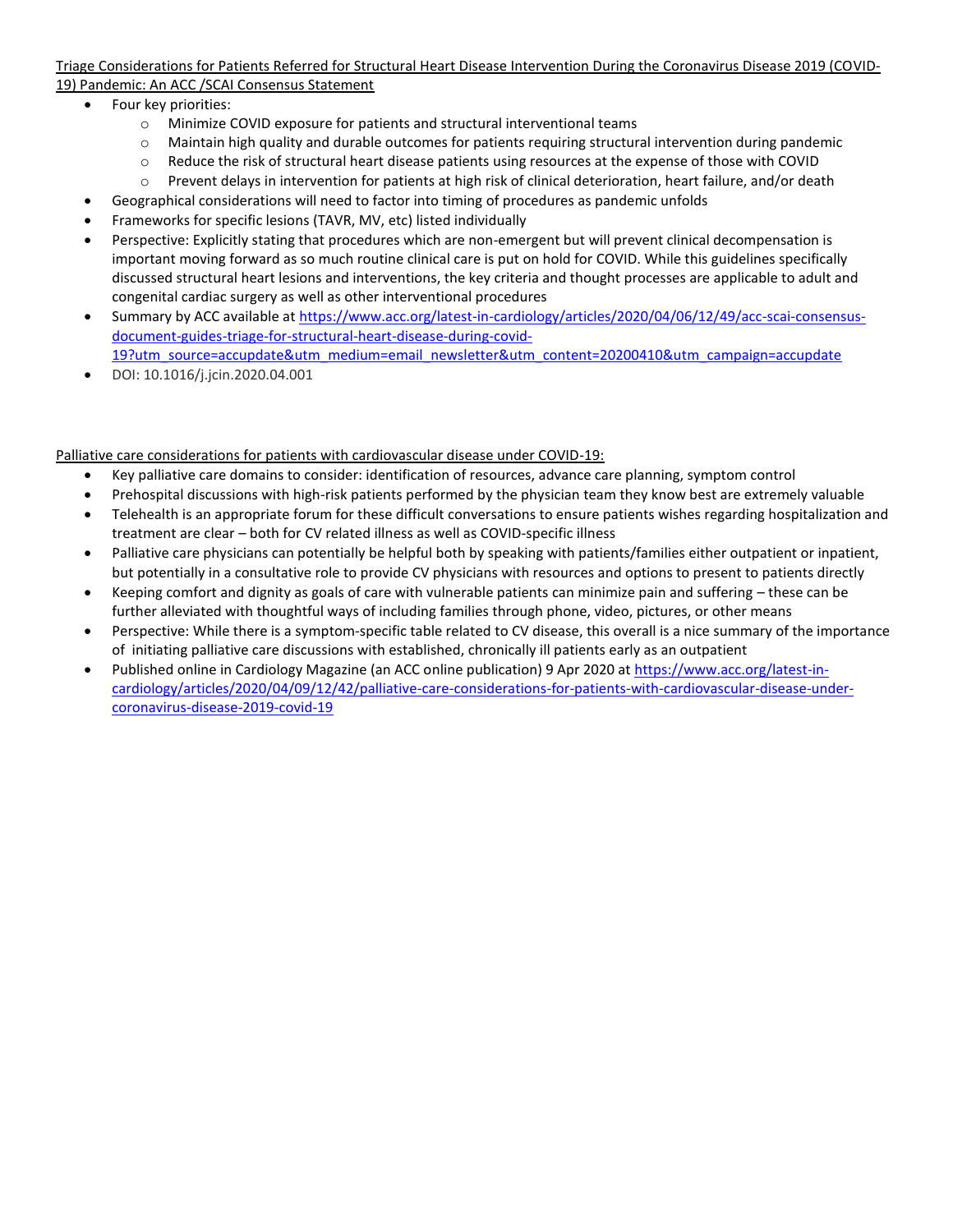<u>Triage Considerations for Patients Referred for Structural Heart Disease Intervention During the Coronavirus Disease 2019 (COVID-19) Pandemic: An ACC /SCAI Consensus Statement</u>

- Four key priorities:
  - Minimize COVID exposure for patients and structural interventional teams
  - Maintain high quality and durable outcomes for patients requiring structural intervention during pandemic
  - Reduce the risk of structural heart disease patients using resources at the expense of those with COVID
  - Prevent delays in intervention for patients at high risk of clinical deterioration, heart failure, and/or death
- Geographical considerations will need to factor into timing of procedures as pandemic unfolds
- Frameworks for specific lesions (TAVR, MV, etc) listed individually
- Perspective: Explicitly stating that procedures which are non-emergent but will prevent clinical decompensation is important moving forward as so much routine clinical care is put on hold for COVID. While this guidelines specifically discussed structural heart lesions and interventions, the key criteria and thought processes are applicable to adult and congenital cardiac surgery as well as other interventional procedures
- Summary by ACC available at https://www.acc.org/latest-in-cardiology/articles/2020/04/06/12/49/acc-scai-consensus-document-guides-triage-for-structural-heart-disease-during-covid-19?utm_source=accupdate&utm_medium=email_newsletter&utm_content=20200410&utm_campaign=accupdate
- DOI: 10.1016/j.jcin.2020.04.001

<u>Palliative care considerations for patients with cardiovascular disease under COVID-19:</u>

- Key palliative care domains to consider: identification of resources, advance care planning, symptom control
- Prehospital discussions with high-risk patients performed by the physician team they know best are extremely valuable
- Telehealth is an appropriate forum for these difficult conversations to ensure patients wishes regarding hospitalization and treatment are clear – both for CV related illness as well as COVID-specific illness
- Palliative care physicians can potentially be helpful both by speaking with patients/families either outpatient or inpatient, but potentially in a consultative role to provide CV physicians with resources and options to present to patients directly
- Keeping comfort and dignity as goals of care with vulnerable patients can minimize pain and suffering – these can be further alleviated with thoughtful ways of including families through phone, video, pictures, or other means
- Perspective: While there is a symptom-specific table related to CV disease, this overall is a nice summary of the importance of initiating palliative care discussions with established, chronically ill patients early as an outpatient
- Published online in Cardiology Magazine (an ACC online publication) 9 Apr 2020 at https://www.acc.org/latest-in-cardiology/articles/2020/04/09/12/42/palliative-care-considerations-for-patients-with-cardiovascular-disease-under-coronavirus-disease-2019-covid-19